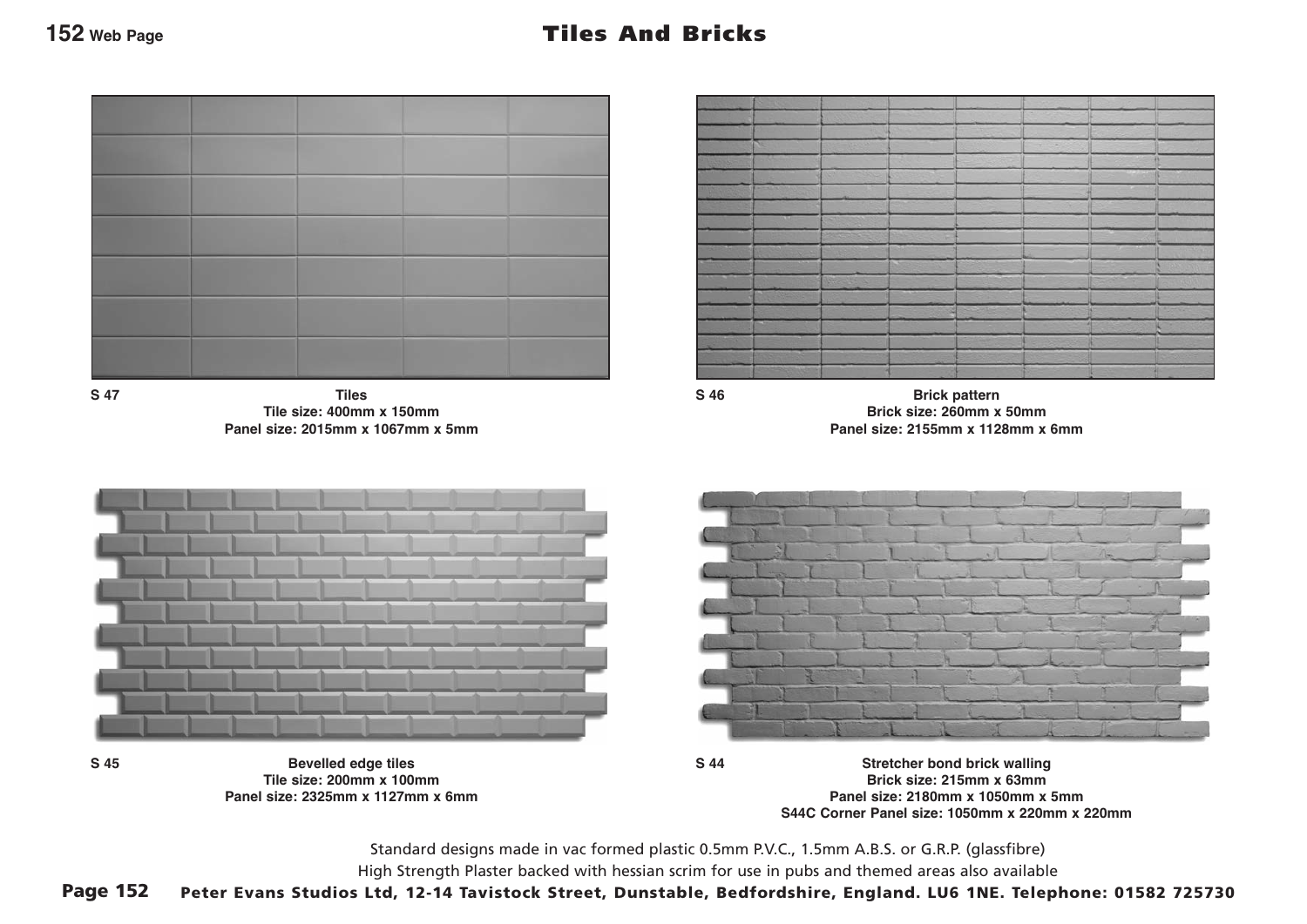# Tiles And Bricks

S 47 **Tiles**
**Tile size: 400mm x 150mm**
**Panel size: 2015mm x 1067mm x 5mm**

S 46 **Brick pattern**
**Brick size: 260mm x 50mm**
**Panel size: 2155mm x 1128mm x 6mm**

S 45 **Bevelled edge tiles**
**Tile size: 200mm x 100mm**
**Panel size: 2325mm x 1127mm x 6mm**

S 44 **Stretcher bond brick walling**
**Brick size: 215mm x 63mm**
**Panel size: 2180mm x 1050mm x 5mm**
**S44C Corner Panel size: 1050mm x 220mm x 220mm**

Standard designs made in vac formed plastic 0.5mm P.V.C., 1.5mm A.B.S. or G.R.P. (glassfibre)
High Strength Plaster backed with hessian scrim for use in pubs and themed areas also available

**Peter Evans Studios Ltd, 12-14 Tavistock Street, Dunstable, Bedfordshire, England. LU6 1NE. Telephone: 01582 725730**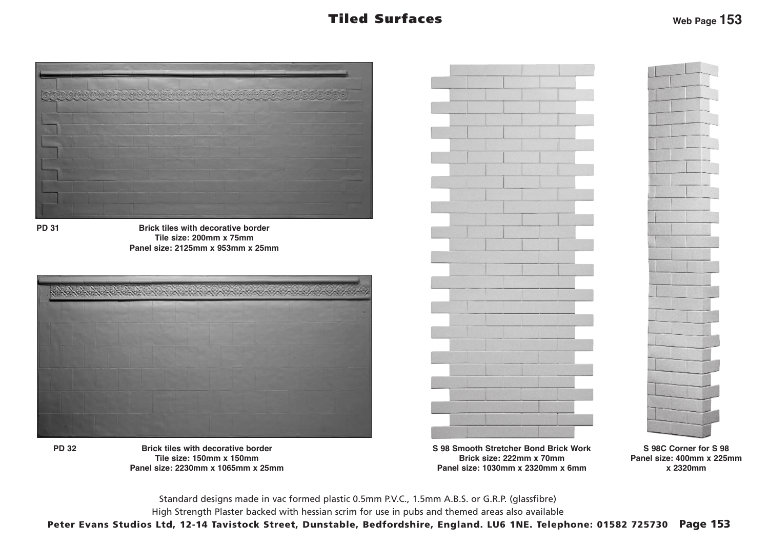# Tiled Surfaces

**PD 31** **Brick tiles with decorative border**
**Tile size: 200mm x 75mm**
**Panel size: 2125mm x 953mm x 25mm**

**PD 32** **Brick tiles with decorative border**
**Tile size: 150mm x 150mm**
**Panel size: 2230mm x 1065mm x 25mm**

**S 98 Smooth Stretcher Bond Brick Work**
**Brick size: 222mm x 70mm**
**Panel size: 1030mm x 2320mm x 6mm**

**S 98C Corner for S 98**
**Panel size: 400mm x 225mm x 2320mm**

Standard designs made in vac formed plastic 0.5mm P.V.C., 1.5mm A.B.S. or G.R.P. (glassfibre)
High Strength Plaster backed with hessian scrim for use in pubs and themed areas also available

**Peter Evans Studios Ltd, 12-14 Tavistock Street, Dunstable, Bedfordshire, England. LU6 1NE. Telephone: 01582 725730**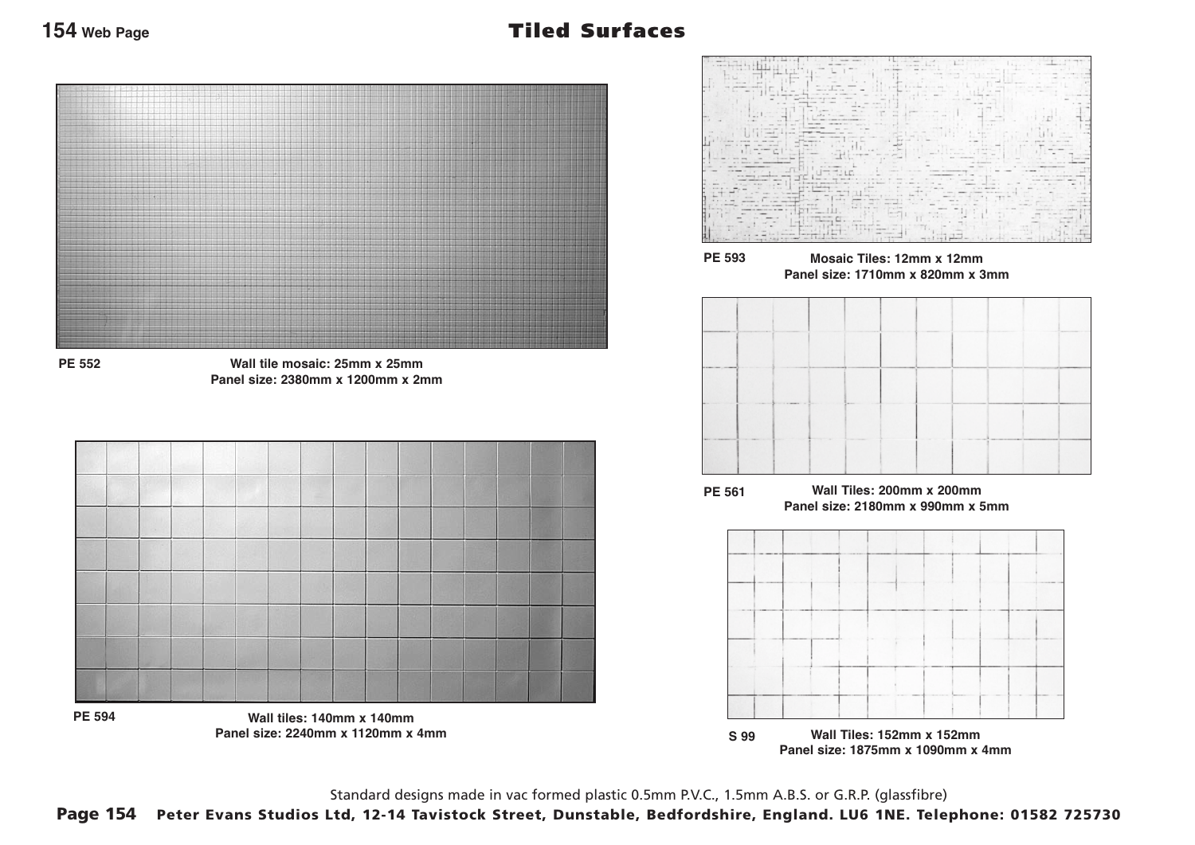# Tiled Surfaces

PE 552 — Wall tile mosaic: 25mm x 25mm
Panel size: 2380mm x 1200mm x 2mm

PE 593 — Mosaic Tiles: 12mm x 12mm
Panel size: 1710mm x 820mm x 3mm

PE 561 — Wall Tiles: 200mm x 200mm
Panel size: 2180mm x 990mm x 5mm

PE 594 — Wall tiles: 140mm x 140mm
Panel size: 2240mm x 1120mm x 4mm

S 99 — Wall Tiles: 152mm x 152mm
Panel size: 1875mm x 1090mm x 4mm

Standard designs made in vac formed plastic 0.5mm P.V.C., 1.5mm A.B.S. or G.R.P. (glassfibre)

Peter Evans Studios Ltd, 12-14 Tavistock Street, Dunstable, Bedfordshire, England. LU6 1NE. Telephone: 01582 725730